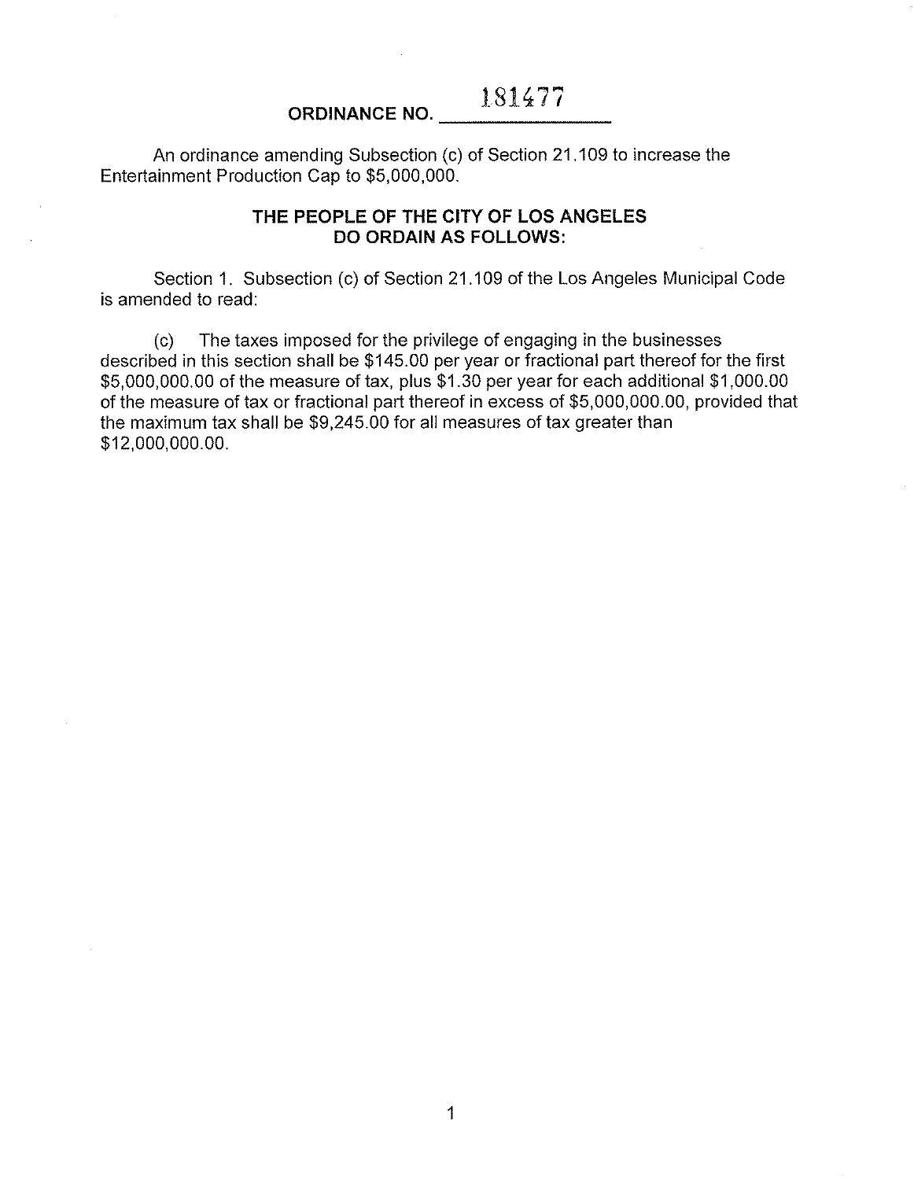# ORDINANCE NO. 181477

An ordinance amending Subsection (c) of Section 21.109 to increase the Entertainment Production Cap to $5,000,000.

## THE PEOPLE OF THE CITY OF LOS ANGELES DO ORDAIN AS FOLLOWS:

Section 1. Subsection (c) of Section 21.109 of the Los Angeles Municipal Code is amended to read:

(c) The taxes imposed for the privilege of engaging in the businesses described in this section shall be $145.00 per year or fractional part thereof for the first $5,000,000.00 of the measure of tax, plus $1.30 per year for each additional $1,000.00 of the measure of tax or fractional part thereof in excess of $5,000,000.00, provided that the maximum tax shall be $9,245.00 for all measures of tax greater than $12,000,000.00.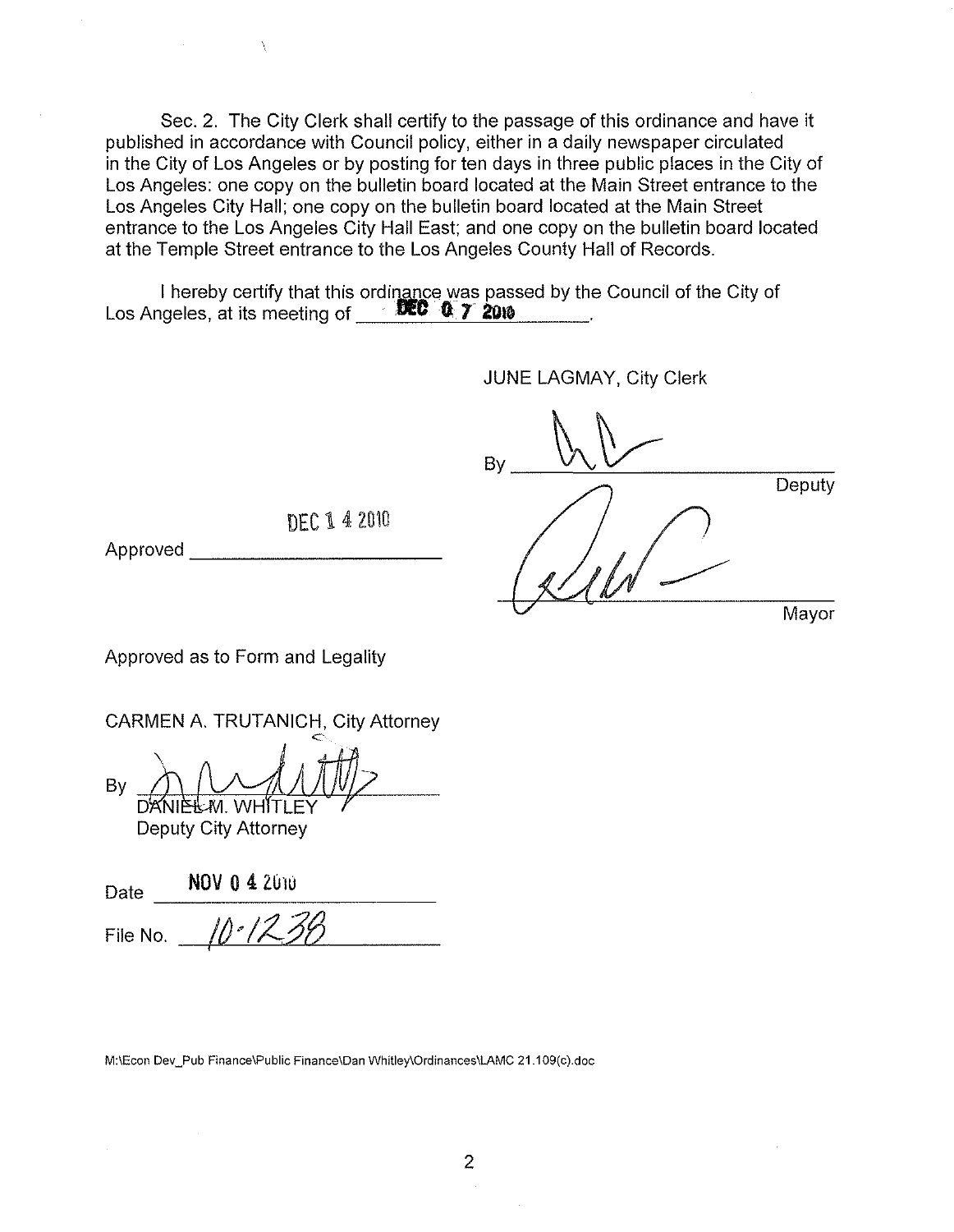Sec. 2. The City Clerk shall certify to the passage of this ordinance and have it published in accordance with Council policy, either in a daily newspaper circulated in the City of Los Angeles or by posting for ten days in three public places in the City of Los Angeles: one copy on the bulletin board located at the Main Street entrance to the Los Angeles City Hall; one copy on the bulletin board located at the Main Street entrance to the Los Angeles City Hall East; and one copy on the bulletin board located at the Temple Street entrance to the Los Angeles County Hall of Records.

I hereby certify that this ordinance was passed by the Council of the City of Los Angeles, at its meeting of DEC 07 2010.

JUNE LAGMAY, City Clerk

By ________________ Deputy

Approved DEC 14 2010

________________ Mayor

Approved as to Form and Legality

CARMEN A. TRUTANICH, City Attorney

By ________________
DANIEL M. WHITLEY
Deputy City Attorney

Date NOV 04 2010

File No. 10-1238

M:\Econ Dev_Pub Finance\Public Finance\Dan Whitley\Ordinances\LAMC 21.109(c).doc